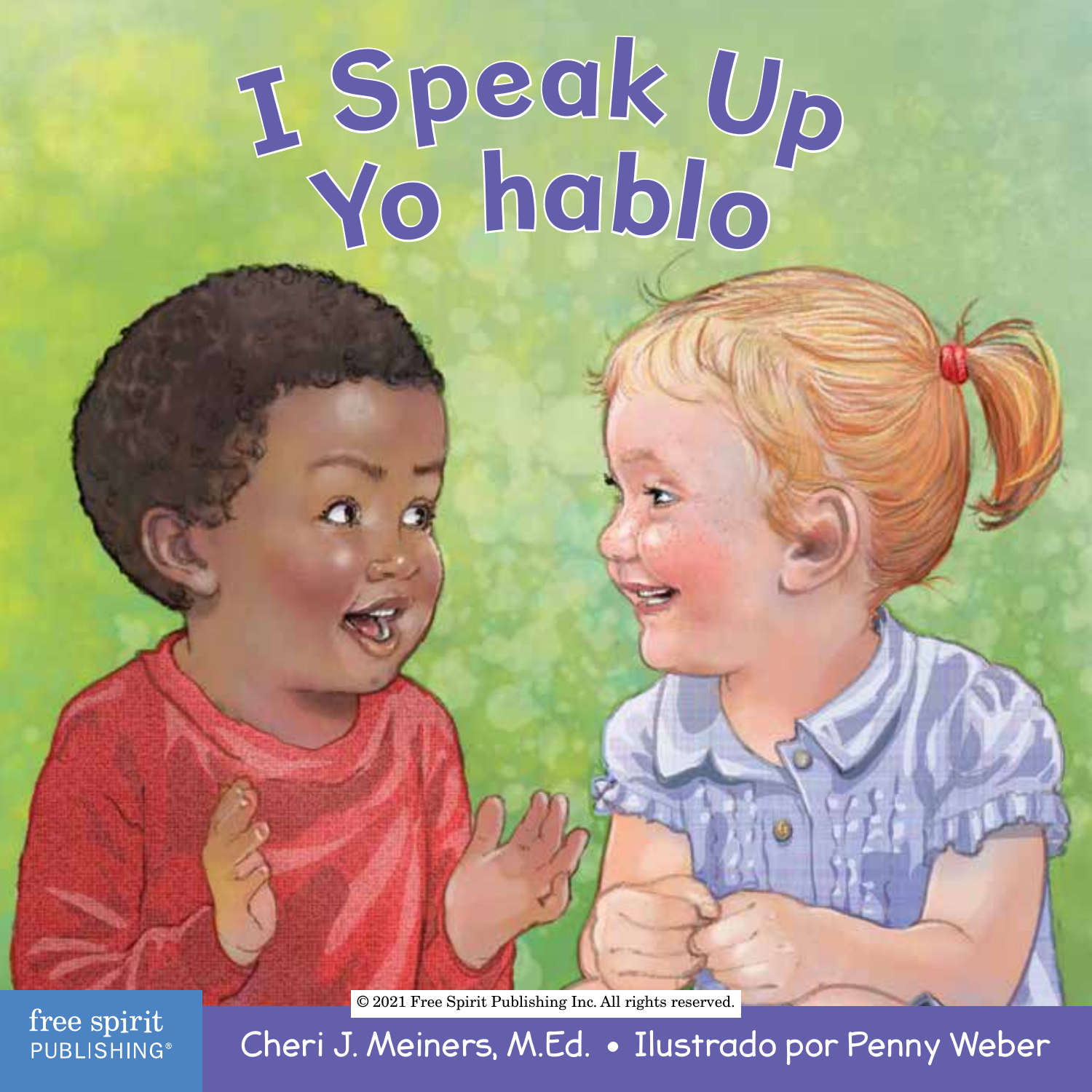# I Speak Up
# Yo hablo

© 2021 Free Spirit Publishing Inc. All rights reserved.

free spirit
PUBLISHING®

Cheri J. Meiners, M.Ed. • Ilustrado por Penny Weber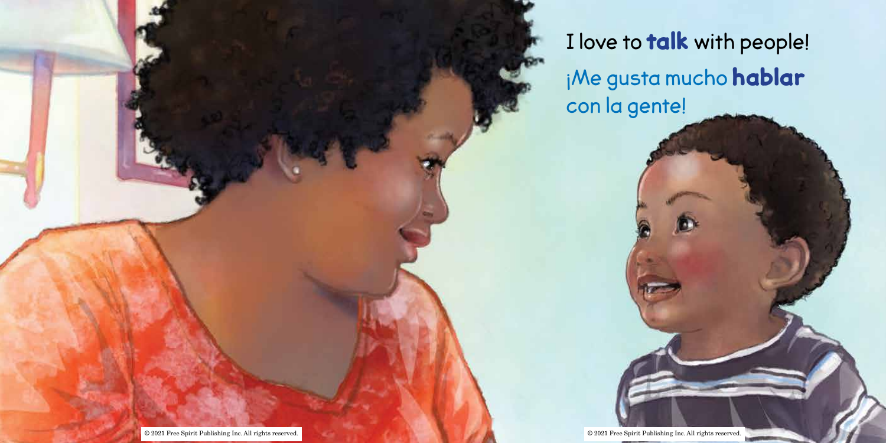I love to **talk** with people!

¡Me gusta mucho **hablar** con la gente!

© 2021 Free Spirit Publishing Inc. All rights reserved.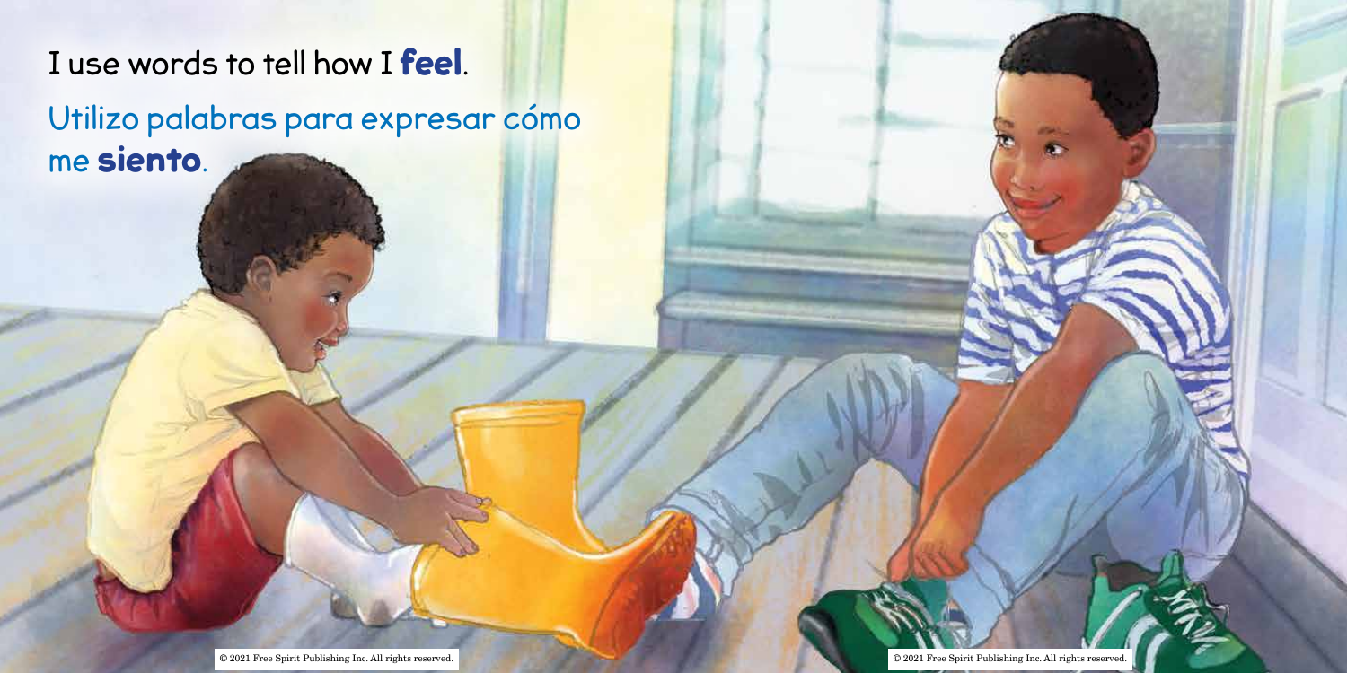I use words to tell how I **feel**.

Utilizo palabras para expresar cómo me **siento**.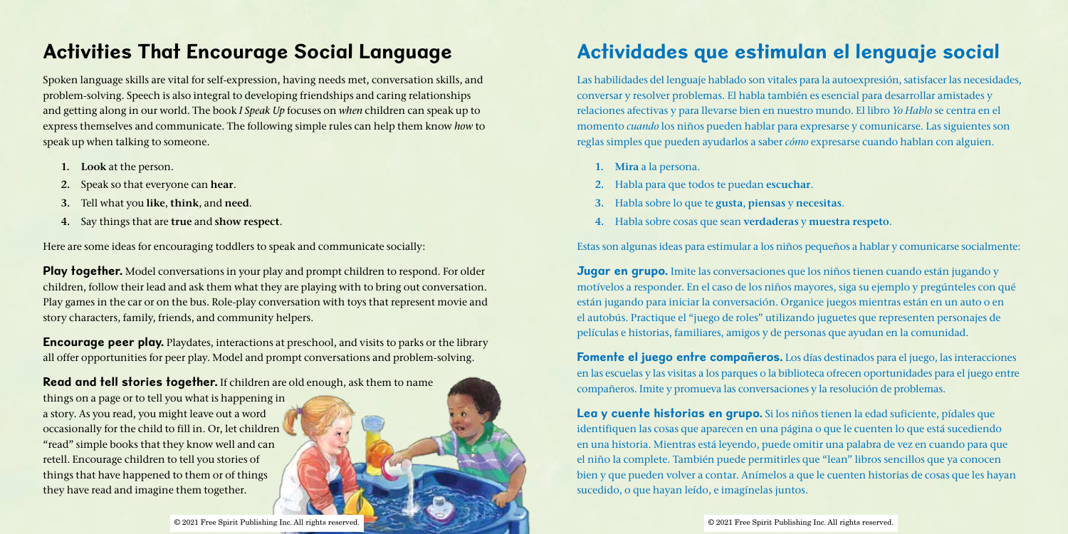## Activities That Encourage Social Language

Spoken language skills are vital for self-expression, having needs met, conversation skills, and problem-solving. Speech is also integral to developing friendships and caring relationships and getting along in our world. The book *I Speak Up* focuses on *when* children can speak up to express themselves and communicate. The following simple rules can help them know *how* to speak up when talking to someone.

1. **Look** at the person.
2. Speak so that everyone can **hear**.
3. Tell what you **like**, **think**, and **need**.
4. Say things that are **true** and **show respect**.

Here are some ideas for encouraging toddlers to speak and communicate socially:

**Play together.** Model conversations in your play and prompt children to respond. For older children, follow their lead and ask them what they are playing with to bring out conversation. Play games in the car or on the bus. Role-play conversation with toys that represent movie and story characters, family, friends, and community helpers.

**Encourage peer play.** Playdates, interactions at preschool, and visits to parks or the library all offer opportunities for peer play. Model and prompt conversations and problem-solving.

**Read and tell stories together.** If children are old enough, ask them to name things on a page or to tell you what is happening in a story. As you read, you might leave out a word occasionally for the child to fill in. Or, let children "read" simple books that they know well and can retell. Encourage children to tell you stories of things that have happened to them or of things they have read and imagine them together.

© 2021 Free Spirit Publishing Inc. All rights reserved.

## Actividades que estimulan el lenguaje social

Las habilidades del lenguaje hablado son vitales para la autoexpresión, satisfacer las necesidades, conversar y resolver problemas. El habla también es esencial para desarrollar amistades y relaciones afectivas y para llevarse bien en nuestro mundo. El libro *Yo Hablo* se centra en el momento *cuando* los niños pueden hablar para expresarse y comunicarse. Las siguientes son reglas simples que pueden ayudarlos a saber *cómo* expresarse cuando hablan con alguien.

1. **Mira** a la persona.
2. Habla para que todos te puedan **escuchar**.
3. Habla sobre lo que te **gusta**, **piensas** y **necesitas**.
4. Habla sobre cosas que sean **verdaderas** y **muestra respeto**.

Estas son algunas ideas para estimular a los niños pequeños a hablar y comunicarse socialmente:

**Jugar en grupo.** Imite las conversaciones que los niños tienen cuando están jugando y motívelos a responder. En el caso de los niños mayores, siga su ejemplo y pregúnteles con qué están jugando para iniciar la conversación. Organice juegos mientras están en un auto o en el autobús. Practique el "juego de roles" utilizando juguetes que representen personajes de películas e historias, familiares, amigos y de personas que ayudan en la comunidad.

**Fomente el juego entre compañeros.** Los días destinados para el juego, las interacciones en las escuelas y las visitas a los parques o la biblioteca ofrecen oportunidades para el juego entre compañeros. Imite y promueva las conversaciones y la resolución de problemas.

**Lea y cuente historias en grupo.** Si los niños tienen la edad suficiente, pídales que identifiquen las cosas que aparecen en una página o que le cuenten lo que está sucediendo en una historia. Mientras está leyendo, puede omitir una palabra de vez en cuando para que el niño la complete. También puede permitirles que "lean" libros sencillos que ya conocen bien y que pueden volver a contar. Anímelos a que le cuenten historias de cosas que les hayan sucedido, o que hayan leído, e imagínelas juntos.

© 2021 Free Spirit Publishing Inc. All rights reserved.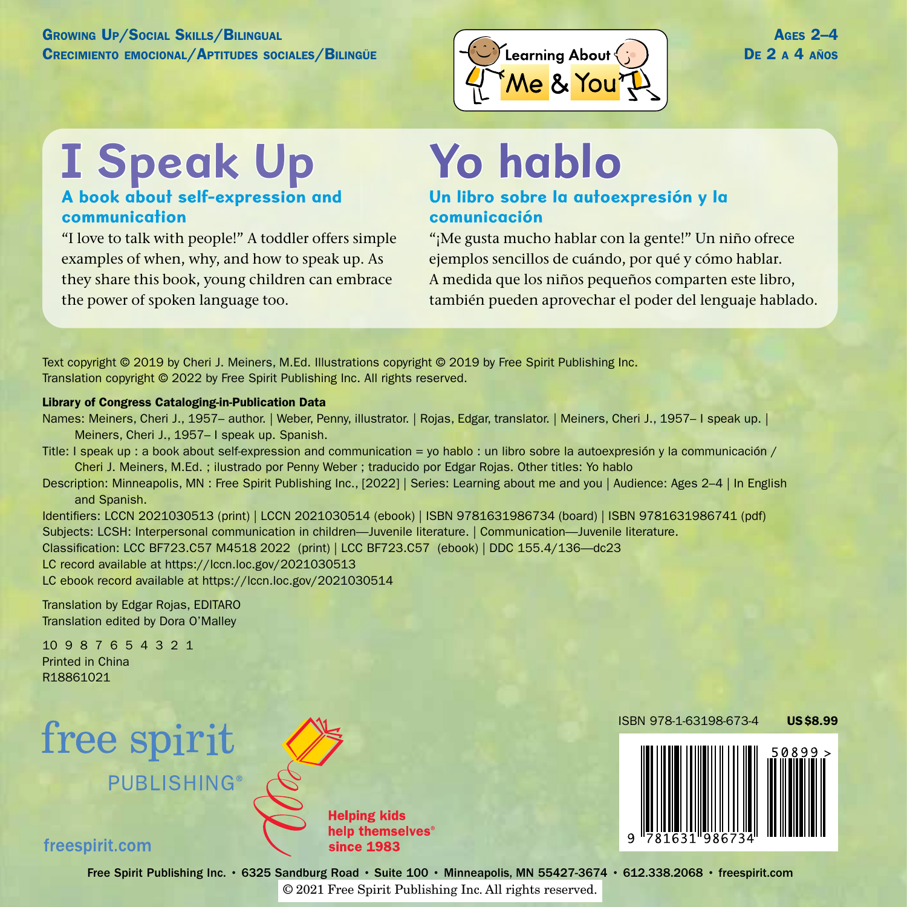GROWING UP/SOCIAL SKILLS/BILINGUAL
CRECIMIENTO EMOCIONAL/APTITUDES SOCIALES/BILINGÜE

Learning About Me & You

AGES 2–4
DE 2 A 4 AÑOS

# I Speak Up

## A book about self-expression and communication

"I love to talk with people!" A toddler offers simple examples of when, why, and how to speak up. As they share this book, young children can embrace the power of spoken language too.

# Yo hablo

## Un libro sobre la autoexpresión y la comunicación

"¡Me gusta mucho hablar con la gente!" Un niño ofrece ejemplos sencillos de cuándo, por qué y cómo hablar. A medida que los niños pequeños comparten este libro, también pueden aprovechar el poder del lenguaje hablado.

Text copyright © 2019 by Cheri J. Meiners, M.Ed. Illustrations copyright © 2019 by Free Spirit Publishing Inc.
Translation copyright © 2022 by Free Spirit Publishing Inc. All rights reserved.

**Library of Congress Cataloging-in-Publication Data**

Names: Meiners, Cheri J., 1957– author. | Weber, Penny, illustrator. | Rojas, Edgar, translator. | Meiners, Cheri J., 1957– I speak up. | Meiners, Cheri J., 1957– I speak up. Spanish.
Title: I speak up : a book about self-expression and communication = yo hablo : un libro sobre la autoexpresión y la communicación / Cheri J. Meiners, M.Ed. ; ilustrado por Penny Weber ; traducido por Edgar Rojas. Other titles: Yo hablo
Description: Minneapolis, MN : Free Spirit Publishing Inc., [2022] | Series: Learning about me and you | Audience: Ages 2–4 | In English and Spanish.
Identifiers: LCCN 2021030513 (print) | LCCN 2021030514 (ebook) | ISBN 9781631986734 (board) | ISBN 9781631986741 (pdf)
Subjects: LCSH: Interpersonal communication in children—Juvenile literature. | Communication—Juvenile literature.
Classification: LCC BF723.C57 M4518 2022 (print) | LCC BF723.C57 (ebook) | DDC 155.4/136—dc23
LC record available at https://lccn.loc.gov/2021030513
LC ebook record available at https://lccn.loc.gov/2021030514

Translation by Edgar Rojas, EDITARO
Translation edited by Dora O'Malley

10 9 8 7 6 5 4 3 2 1
Printed in China
R18861021

free spirit PUBLISHING®
freespirit.com

Helping kids help themselves® since 1983

ISBN 978-1-63198-673-4 **US $8.99**

9 781631 986734 50899 >

**Free Spirit Publishing Inc. • 6325 Sandburg Road • Suite 100 • Minneapolis, MN 55427-3674 • 612.338.2068 • freespirit.com**

© 2021 Free Spirit Publishing Inc. All rights reserved.